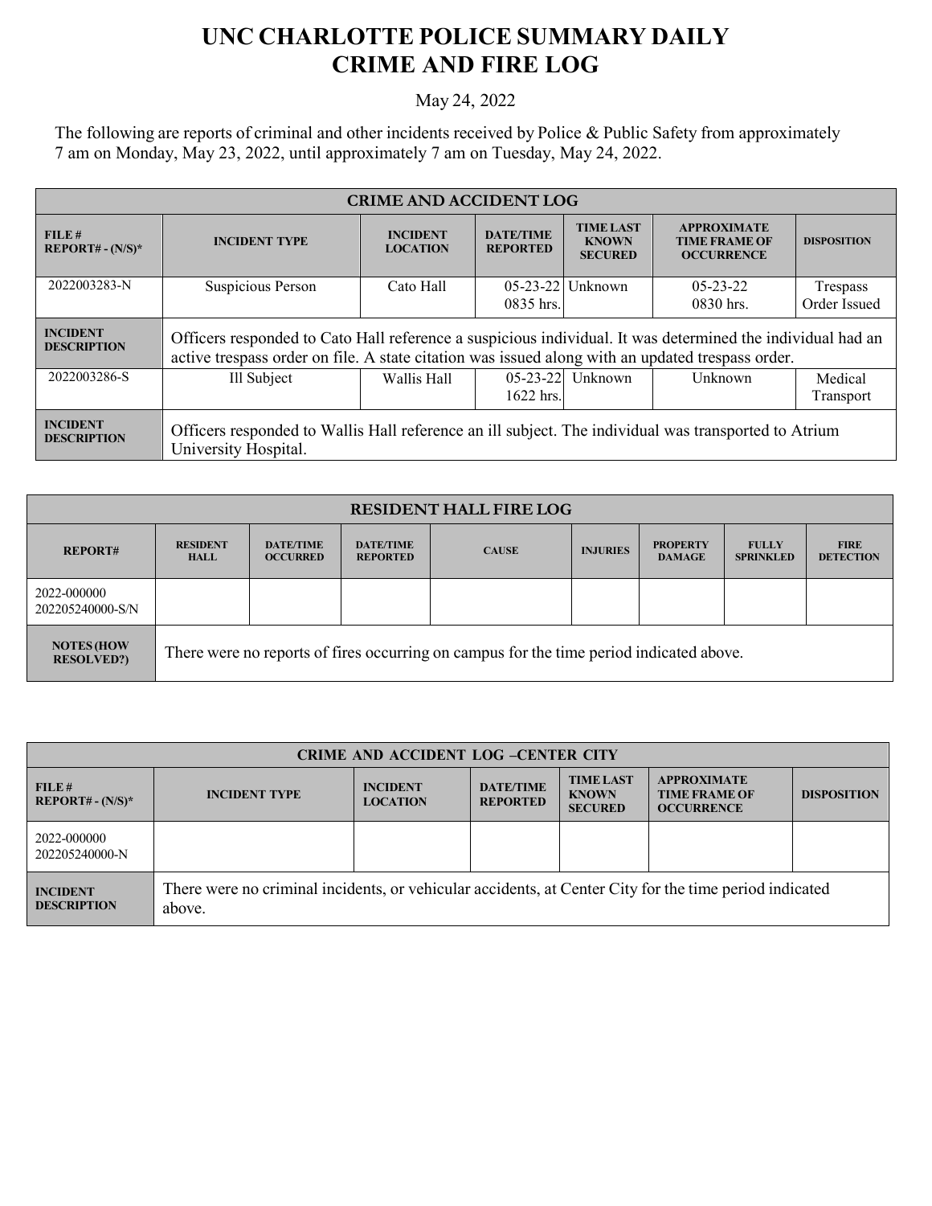# UNC CHARLOTTE POLICE SUMMARY DAILY CRIME AND FIRE LOG

May 24, 2022

The following are reports of criminal and other incidents received by Police & Public Safety from approximately 7 am on Monday, May 23, 2022, until approximately 7 am on Tuesday, May 24, 2022.

| CRIME AND ACCIDENT LOG | | | | | | |
|---|---|---|---|---|---|---|
| **FILE # REPORT# - (N/S)*** | **INCIDENT TYPE** | **INCIDENT LOCATION** | **DATE/TIME REPORTED** | **TIME LAST KNOWN SECURED** | **APPROXIMATE TIME FRAME OF OCCURRENCE** | **DISPOSITION** |
| 2022003283-N | Suspicious Person | Cato Hall | 05-23-22 0835 hrs. | Unknown | 05-23-22 0830 hrs. | Trespass Order Issued |
| **INCIDENT DESCRIPTION** | Officers responded to Cato Hall reference a suspicious individual. It was determined the individual had an active trespass order on file. A state citation was issued along with an updated trespass order. | | | | | |
| 2022003286-S | Ill Subject | Wallis Hall | 05-23-22 1622 hrs. | Unknown | Unknown | Medical Transport |
| **INCIDENT DESCRIPTION** | Officers responded to Wallis Hall reference an ill subject. The individual was transported to Atrium University Hospital. | | | | | |

| RESIDENT HALL FIRE LOG | | | | | | | | |
|---|---|---|---|---|---|---|---|---|
| **REPORT#** | **RESIDENT HALL** | **DATE/TIME OCCURRED** | **DATE/TIME REPORTED** | **CAUSE** | **INJURIES** | **PROPERTY DAMAGE** | **FULLY SPRINKLED** | **FIRE DETECTION** |
| 2022-000000 202205240000-S/N | | | | | | | | |
| **NOTES (HOW RESOLVED?)** | There were no reports of fires occurring on campus for the time period indicated above. | | | | | | | |

| CRIME AND ACCIDENT LOG –CENTER CITY | | | | | | |
|---|---|---|---|---|---|---|
| **FILE # REPORT# - (N/S)*** | **INCIDENT TYPE** | **INCIDENT LOCATION** | **DATE/TIME REPORTED** | **TIME LAST KNOWN SECURED** | **APPROXIMATE TIME FRAME OF OCCURRENCE** | **DISPOSITION** |
| 2022-000000 202205240000-N | | | | | | |
| **INCIDENT DESCRIPTION** | There were no criminal incidents, or vehicular accidents, at Center City for the time period indicated above. | | | | | |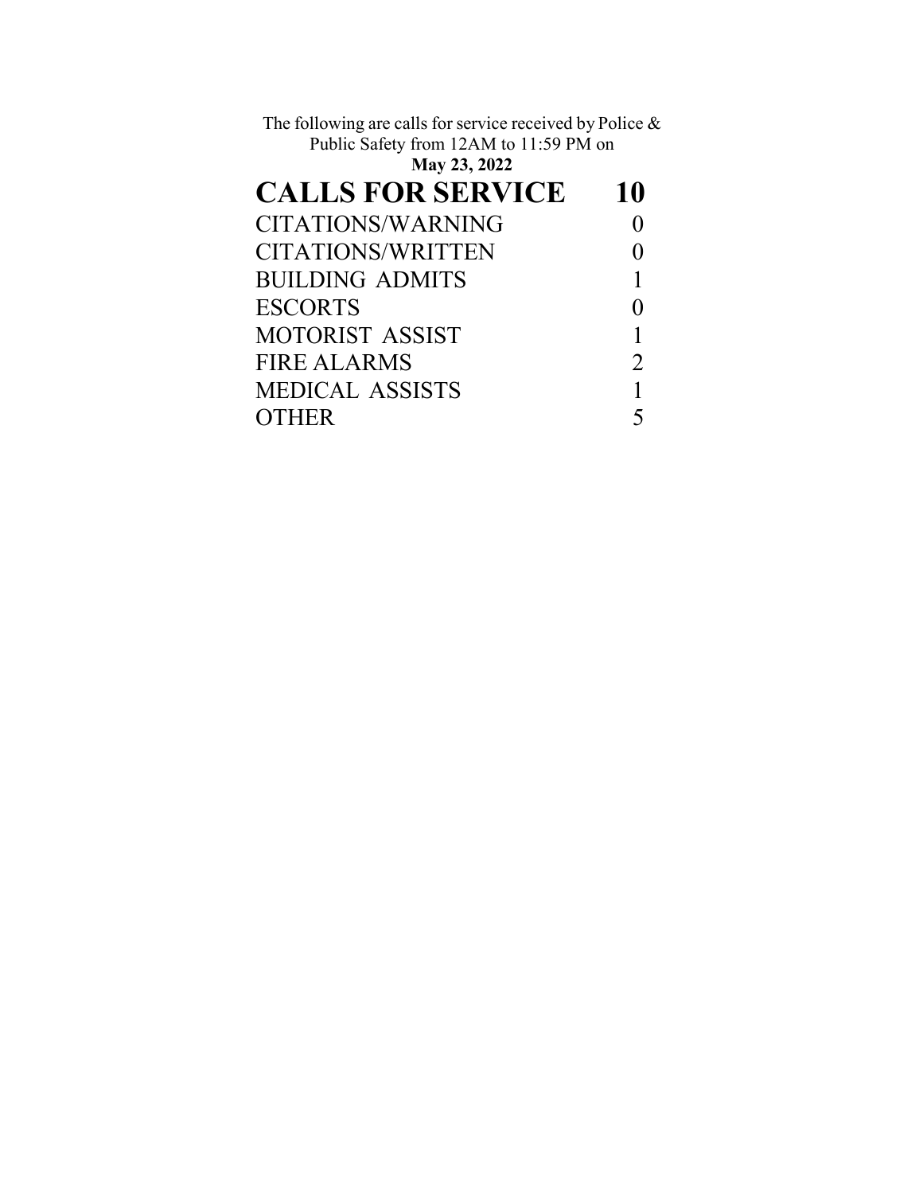The following are calls for service received by Police & Public Safety from 12AM to 11:59 PM on

**May 23, 2022**

| | |
|---|---|
| **CALLS FOR SERVICE** | **10** |
| CITATIONS/WARNING | 0 |
| CITATIONS/WRITTEN | 0 |
| BUILDING ADMITS | 1 |
| ESCORTS | 0 |
| MOTORIST ASSIST | 1 |
| FIRE ALARMS | 2 |
| MEDICAL ASSISTS | 1 |
| OTHER | 5 |